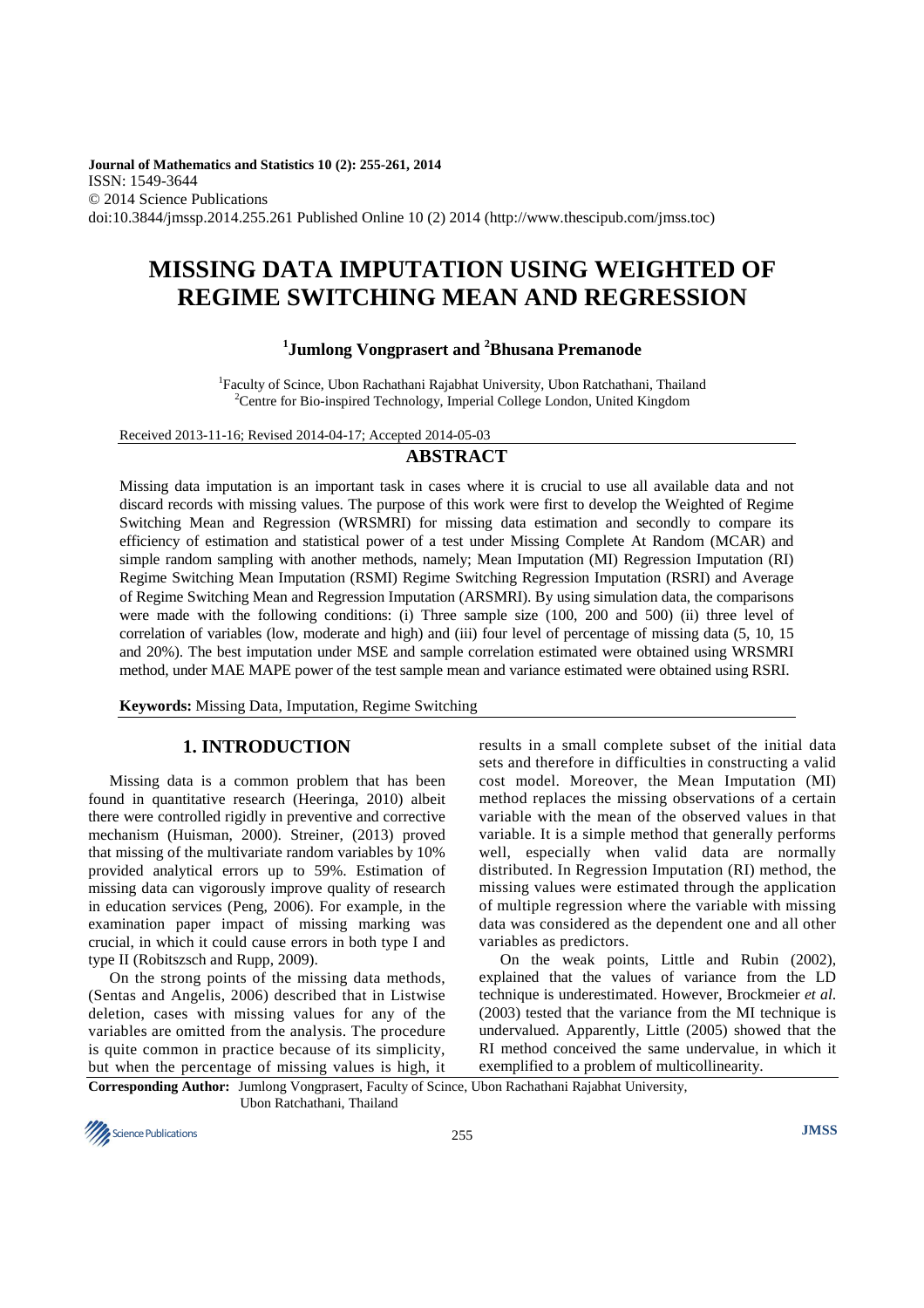Journal of Mathematics and Statistics 10 (2): 255-261, 2014
ISSN: 1549-3644
© 2014 Science Publications
doi:10.3844/jmssp.2014.255.261 Published Online 10 (2) 2014 (http://www.thescipub.com/jmss.toc)

# MISSING DATA IMPUTATION USING WEIGHTED OF REGIME SWITCHING MEAN AND REGRESSION

**[1]Jumlong Vongprasert and [2]Bhusana Premanode**

[1]Faculty of Scince, Ubon Rachathani Rajabhat University, Ubon Ratchathani, Thailand
[2]Centre for Bio-inspired Technology, Imperial College London, United Kingdom

Received 2013-11-16; Revised 2014-04-17; Accepted 2014-05-03

## ABSTRACT

Missing data imputation is an important task in cases where it is crucial to use all available data and not discard records with missing values. The purpose of this work were first to develop the Weighted of Regime Switching Mean and Regression (WRSMRI) for missing data estimation and secondly to compare its efficiency of estimation and statistical power of a test under Missing Complete At Random (MCAR) and simple random sampling with another methods, namely; Mean Imputation (MI) Regression Imputation (RI) Regime Switching Mean Imputation (RSMI) Regime Switching Regression Imputation (RSRI) and Average of Regime Switching Mean and Regression Imputation (ARSMRI). By using simulation data, the comparisons were made with the following conditions: (i) Three sample size (100, 200 and 500) (ii) three level of correlation of variables (low, moderate and high) and (iii) four level of percentage of missing data (5, 10, 15 and 20%). The best imputation under MSE and sample correlation estimated were obtained using WRSMRI method, under MAE MAPE power of the test sample mean and variance estimated were obtained using RSRI.

**Keywords:** Missing Data, Imputation, Regime Switching

## 1. INTRODUCTION

Missing data is a common problem that has been found in quantitative research (Heeringa, 2010) albeit there were controlled rigidly in preventive and corrective mechanism (Huisman, 2000). Streiner, (2013) proved that missing of the multivariate random variables by 10% provided analytical errors up to 59%. Estimation of missing data can vigorously improve quality of research in education services (Peng, 2006). For example, in the examination paper impact of missing marking was crucial, in which it could cause errors in both type I and type II (Robitszsch and Rupp, 2009).

On the strong points of the missing data methods, (Sentas and Angelis, 2006) described that in Listwise deletion, cases with missing values for any of the variables are omitted from the analysis. The procedure is quite common in practice because of its simplicity, but when the percentage of missing values is high, it results in a small complete subset of the initial data sets and therefore in difficulties in constructing a valid cost model. Moreover, the Mean Imputation (MI) method replaces the missing observations of a certain variable with the mean of the observed values in that variable. It is a simple method that generally performs well, especially when valid data are normally distributed. In Regression Imputation (RI) method, the missing values were estimated through the application of multiple regression where the variable with missing data was considered as the dependent one and all other variables as predictors.

On the weak points, Little and Rubin (2002), explained that the values of variance from the LD technique is underestimated. However, Brockmeier *et al.* (2003) tested that the variance from the MI technique is undervalued. Apparently, Little (2005) showed that the RI method conceived the same undervalue, in which it exemplified to a problem of multicollinearity.

**Corresponding Author:** Jumlong Vongprasert, Faculty of Scince, Ubon Rachathani Rajabhat University, Ubon Ratchathani, Thailand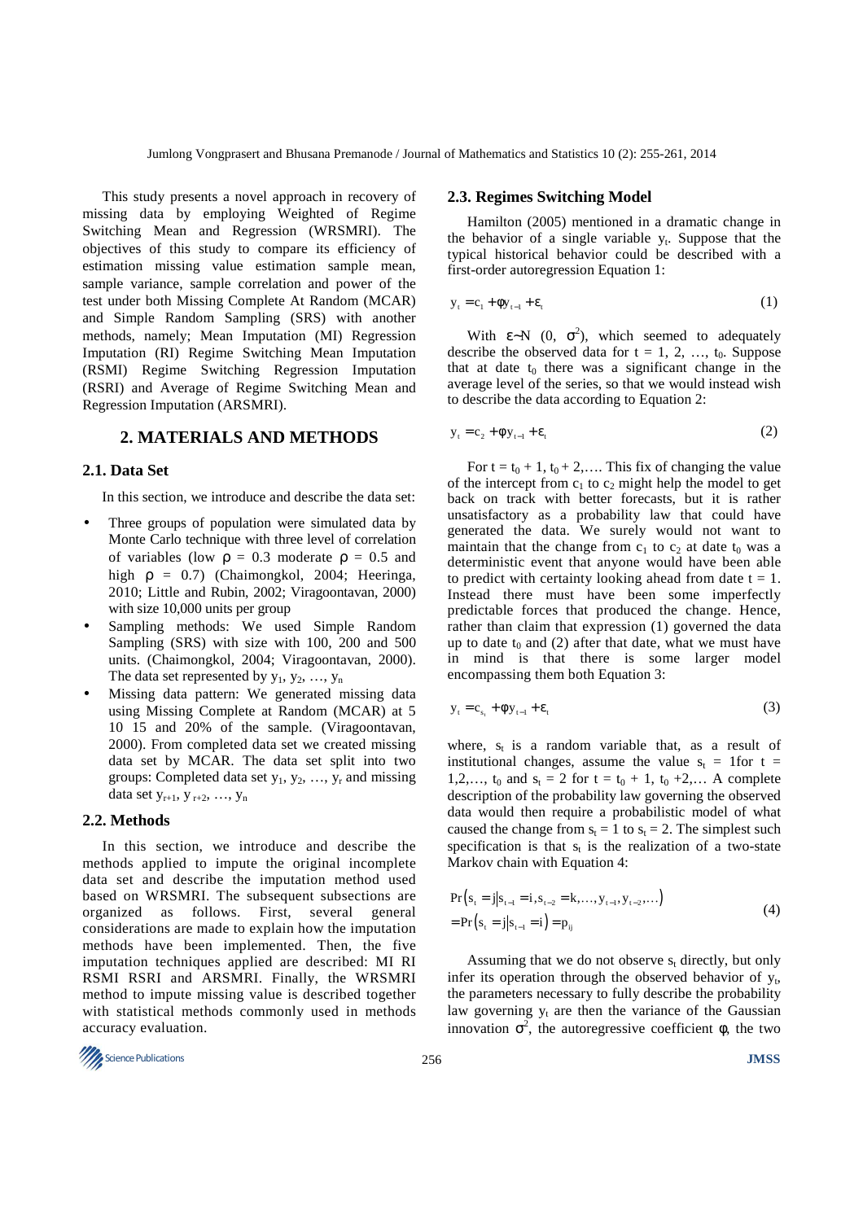This study presents a novel approach in recovery of missing data by employing Weighted of Regime Switching Mean and Regression (WRSMRI). The objectives of this study to compare its efficiency of estimation missing value estimation sample mean, sample variance, sample correlation and power of the test under both Missing Complete At Random (MCAR) and Simple Random Sampling (SRS) with another methods, namely; Mean Imputation (MI) Regression Imputation (RI) Regime Switching Mean Imputation (RSMI) Regime Switching Regression Imputation (RSRI) and Average of Regime Switching Mean and Regression Imputation (ARSMRI).

## 2. MATERIALS AND METHODS

### 2.1. Data Set

In this section, we introduce and describe the data set:

- Three groups of population were simulated data by Monte Carlo technique with three level of correlation of variables (low $\rho = 0.3$ moderate $\rho = 0.5$ and high $\rho = 0.7$) (Chaimongkol, 2004; Heeringa, 2010; Little and Rubin, 2002; Viragoontavan, 2000) with size 10,000 units per group
- Sampling methods: We used Simple Random Sampling (SRS) with size with 100, 200 and 500 units. (Chaimongkol, 2004; Viragoontavan, 2000). The data set represented by $y_1, y_2, \ldots, y_n$
- Missing data pattern: We generated missing data using Missing Complete at Random (MCAR) at 5 10 15 and 20% of the sample. (Viragoontavan, 2000). From completed data set we created missing data set by MCAR. The data set split into two groups: Completed data set $y_1, y_2, \ldots, y_r$ and missing data set $y_{r+1}, y_{r+2}, \ldots, y_n$

### 2.2. Methods

In this section, we introduce and describe the methods applied to impute the original incomplete data set and describe the imputation method used based on WRSMRI. The subsequent subsections are organized as follows. First, several general considerations are made to explain how the imputation methods have been implemented. Then, the five imputation techniques applied are described: MI RI RSMI RSRI and ARSMRI. Finally, the WRSMRI method to impute missing value is described together with statistical methods commonly used in methods accuracy evaluation.

### 2.3. Regimes Switching Model

Hamilton (2005) mentioned in a dramatic change in the behavior of a single variable $y_t$. Suppose that the typical historical behavior could be described with a first-order autoregression Equation 1:

$$y_t = c_1 + \phi y_{t-1} + \varepsilon_t \tag{1}$$

With $\varepsilon \sim N(0, \sigma^2)$, which seemed to adequately describe the observed data for $t = 1, 2, \ldots, t_0$. Suppose that at date $t_0$ there was a significant change in the average level of the series, so that we would instead wish to describe the data according to Equation 2:

$$y_t = c_2 + \phi y_{t-1} + \varepsilon_t \tag{2}$$

For $t = t_0 + 1, t_0 + 2, \ldots$. This fix of changing the value of the intercept from $c_1$ to $c_2$ might help the model to get back on track with better forecasts, but it is rather unsatisfactory as a probability law that could have generated the data. We surely would not want to maintain that the change from $c_1$ to $c_2$ at date $t_0$ was a deterministic event that anyone would have been able to predict with certainty looking ahead from date $t = 1$. Instead there must have been some imperfectly predictable forces that produced the change. Hence, rather than claim that expression (1) governed the data up to date $t_0$ and (2) after that date, what we must have in mind is that there is some larger model encompassing them both Equation 3:

$$y_t = c_{s_t} + \phi y_{t-1} + \varepsilon_t \tag{3}$$

where, $s_t$ is a random variable that, as a result of institutional changes, assume the value $s_t = 1$ for $t = 1, 2, \ldots, t_0$ and $s_t = 2$ for $t = t_0 + 1, t_0 + 2, \ldots$ A complete description of the probability law governing the observed data would then require a probabilistic model of what caused the change from $s_t = 1$ to $s_t = 2$. The simplest such specification is that $s_t$ is the realization of a two-state Markov chain with Equation 4:

$$\begin{aligned} &\Pr\left(s_t = j \middle| s_{t-1} = i, s_{t-2} = k, \ldots, y_{t-1}, y_{t-2}, \ldots\right) \\ &= \Pr\left(s_t = j \middle| s_{t-1} = i\right) = p_{ij} \end{aligned} \tag{4}$$

Assuming that we do not observe $s_t$ directly, but only infer its operation through the observed behavior of $y_t$, the parameters necessary to fully describe the probability law governing $y_t$ are then the variance of the Gaussian innovation $\sigma^2$, the autoregressive coefficient $\phi$, the two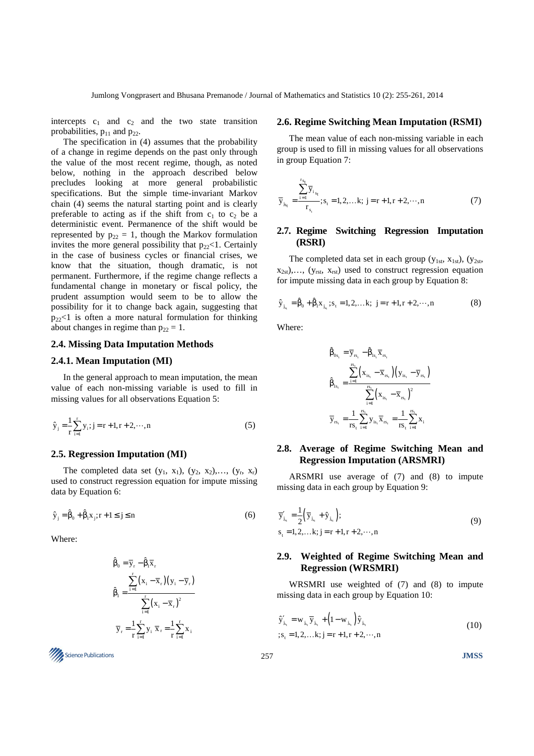intercepts $c_1$ and $c_2$ and the two state transition probabilities, $p_{11}$ and $p_{22}$.

The specification in (4) assumes that the probability of a change in regime depends on the past only through the value of the most recent regime, though, as noted below, nothing in the approach described below precludes looking at more general probabilistic specifications. But the simple time-invariant Markov chain (4) seems the natural starting point and is clearly preferable to acting as if the shift from $c_1$ to $c_2$ be a deterministic event. Permanence of the shift would be represented by $p_{22} = 1$, though the Markov formulation invites the more general possibility that $p_{22}<1$. Certainly in the case of business cycles or financial crises, we know that the situation, though dramatic, is not permanent. Furthermore, if the regime change reflects a fundamental change in monetary or fiscal policy, the prudent assumption would seem to be to allow the possibility for it to change back again, suggesting that $p_{22}<1$ is often a more natural formulation for thinking about changes in regime than $p_{22} = 1$.

### 2.4. Missing Data Imputation Methods

#### 2.4.1. Mean Imputation (MI)

In the general approach to mean imputation, the mean value of each non-missing variable is used to fill in missing values for all observations Equation 5:

$$\hat{y}_j = \frac{1}{r}\sum_{i=1}^{r} y_i; j = r+1, r+2, \cdots, n \tag{5}$$

### 2.5. Regression Imputation (MI)

The completed data set $(y_1, x_1), (y_2, x_2), \ldots, (y_r, x_r)$ used to construct regression equation for impute missing data by Equation 6:

$$\hat{y}_j = \hat{\beta}_0 + \hat{\beta}_1 x_j; r+1 \le j \le n \tag{6}$$

Where:

$$\hat{\beta}_0 = \bar{y}_r - \hat{\beta}_1 \bar{x}_r$$

$$\hat{\beta}_1 = \frac{\sum_{i=1}^{r}(x_i - \bar{x}_r)(y_i - \bar{y}_r)}{\sum_{i=1}^{r}(x_i - \bar{x}_r)^2}$$

$$\bar{y}_r = \frac{1}{r}\sum_{i=1}^{r} y_i \;\; \bar{x}_r = \frac{1}{r}\sum_{i=1}^{r} x_i$$

### 2.6. Regime Switching Mean Imputation (RSMI)

The mean value of each non-missing variable in each group is used to fill in missing values for all observations in group Equation 7:

$$\bar{y}_{js_t} = \frac{\sum_{i=1}^{r_{s_t}} \bar{y}_{i_{s_t}}}{r_{s_t}}; s_t = 1, 2, \ldots k;\; j = r+1, r+2, \cdots, n \tag{7}$$

### 2.7. Regime Switching Regression Imputation (RSRI)

The completed data set in each group $(y_{1st}, x_{1st}), (y_{2st}, x_{2st}), \ldots, (y_{rst}, x_{rst})$ used to construct regression equation for impute missing data in each group by Equation 8:

$$\hat{y}_{j_{s_t}} = \hat{\beta}_0 + \hat{\beta}_1 x_{j_{s_t}}; s_t = 1, 2, \ldots k;\; j = r+1, r+2, \cdots, n \tag{8}$$

Where:

$$\hat{\beta}_{0s_t} = \bar{y}_{rs_t} - \hat{\beta}_{1s_t}\bar{x}_{rs_t}$$

$$\hat{\beta}_{1s_t} = \frac{\sum_{i=1}^{rs_t}(x_{is_t} - \bar{x}_{rs_t})(y_{is_t} - \bar{y}_{rs_t})}{\sum_{i=1}^{rs_t}(x_{is_t} - \bar{x}_{rs_t})^2}$$

$$\bar{y}_{rs_t} = \frac{1}{rs_t}\sum_{i=1}^{rs_t} y_{is_t} \bar{x}_{rs_t} = \frac{1}{rs_t}\sum_{i=1}^{rs_t} x_i$$

### 2.8. Average of Regime Switching Mean and Regression Imputation (ARSMRI)

ARSMRI use average of (7) and (8) to impute missing data in each group by Equation 9:

$$\bar{y}'_{j_{s_t}} = \frac{1}{2}\left(\bar{y}_{j_{s_t}} + \hat{y}_{j_{s_t}}\right); \quad s_t = 1, 2, \ldots k;\; j = r+1, r+2, \cdots, n \tag{9}$$

### 2.9. Weighted of Regime Switching Mean and Regression (WRSMRI)

WRSMRI use weighted of (7) and (8) to impute missing data in each group by Equation 10:

$$\hat{y}'_{j_{s_t}} = w_{j_{s_t}}\bar{y}_{j_{s_t}} + \left(1 - w_{j_{s_t}}\right)\hat{y}_{j_{s_t}} \quad ; s_t = 1, 2, \ldots k;\; j = r+1, r+2, \cdots, n \tag{10}$$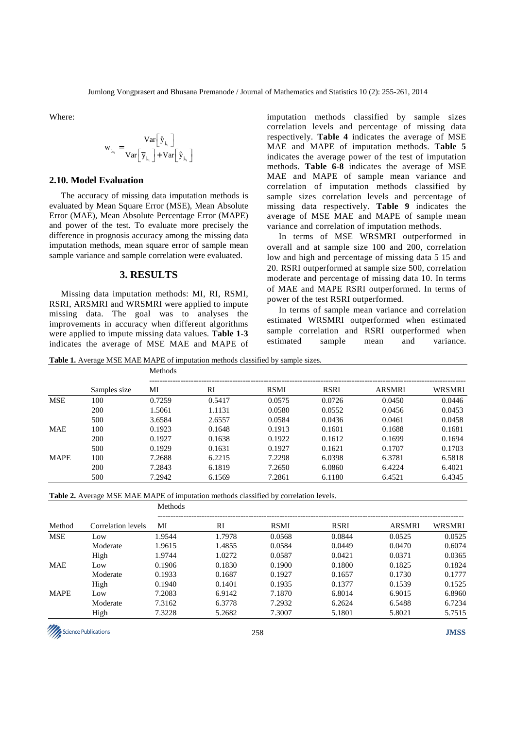Where:

$$w_{j_{h}} = \frac{\text{Var}\left[\hat{y}_{j_{h}}\right]}{\text{Var}\left[\bar{y}_{j_{h}}\right] + \text{Var}\left[\hat{y}_{j_{h}}\right]}$$

### 2.10. Model Evaluation

The accuracy of missing data imputation methods is evaluated by Mean Square Error (MSE), Mean Absolute Error (MAE), Mean Absolute Percentage Error (MAPE) and power of the test. To evaluate more precisely the difference in prognosis accuracy among the missing data imputation methods, mean square error of sample mean sample variance and sample correlation were evaluated.

## 3. RESULTS

Missing data imputation methods: MI, RI, RSMI, RSRI, ARSMRI and WRSMRI were applied to impute missing data. The goal was to analyses the improvements in accuracy when different algorithms were applied to impute missing data values. **Table 1-3** indicates the average of MSE MAE and MAPE of imputation methods classified by sample sizes correlation levels and percentage of missing data respectively. **Table 4** indicates the average of MSE MAE and MAPE of imputation methods. **Table 5** indicates the average power of the test of imputation methods. **Table 6-8** indicates the average of MSE MAE and MAPE of sample mean variance and correlation of imputation methods classified by sample sizes correlation levels and percentage of missing data respectively. **Table 9** indicates the average of MSE MAE and MAPE of sample mean variance and correlation of imputation methods.

In terms of MSE WRSMRI outperformed in overall and at sample size 100 and 200, correlation low and high and percentage of missing data 5 15 and 20. RSRI outperformed at sample size 500, correlation moderate and percentage of missing data 10. In terms of MAE and MAPE RSRI outperformed. In terms of power of the test RSRI outperformed.

In terms of sample mean variance and correlation estimated WRSMRI outperformed when estimated sample correlation and RSRI outperformed when estimated sample mean and variance.

**Table 1.** Average MSE MAE MAPE of imputation methods classified by sample sizes.

| | | Methods | | | | | |
|---|---|---|---|---|---|---|---|
| | Samples size | MI | RI | RSMI | RSRI | ARSMRI | WRSMRI |
| MSE | 100 | 0.7259 | 0.5417 | 0.0575 | 0.0726 | 0.0450 | 0.0446 |
| | 200 | 1.5061 | 1.1131 | 0.0580 | 0.0552 | 0.0456 | 0.0453 |
| | 500 | 3.6584 | 2.6557 | 0.0584 | 0.0436 | 0.0461 | 0.0458 |
| MAE | 100 | 0.1923 | 0.1648 | 0.1913 | 0.1601 | 0.1688 | 0.1681 |
| | 200 | 0.1927 | 0.1638 | 0.1922 | 0.1612 | 0.1699 | 0.1694 |
| | 500 | 0.1929 | 0.1631 | 0.1927 | 0.1621 | 0.1707 | 0.1703 |
| MAPE | 100 | 7.2688 | 6.2215 | 7.2298 | 6.0398 | 6.3781 | 6.5818 |
| | 200 | 7.2843 | 6.1819 | 7.2650 | 6.0860 | 6.4224 | 6.4021 |
| | 500 | 7.2942 | 6.1569 | 7.2861 | 6.1180 | 6.4521 | 6.4345 |

**Table 2.** Average MSE MAE MAPE of imputation methods classified by correlation levels.

| | | Methods | | | | | |
|---|---|---|---|---|---|---|---|
| Method | Correlation levels | MI | RI | RSMI | RSRI | ARSMRI | WRSMRI |
| MSE | Low | 1.9544 | 1.7978 | 0.0568 | 0.0844 | 0.0525 | 0.0525 |
| | Moderate | 1.9615 | 1.4855 | 0.0584 | 0.0449 | 0.0470 | 0.6074 |
| | High | 1.9744 | 1.0272 | 0.0587 | 0.0421 | 0.0371 | 0.0365 |
| MAE | Low | 0.1906 | 0.1830 | 0.1900 | 0.1800 | 0.1825 | 0.1824 |
| | Moderate | 0.1933 | 0.1687 | 0.1927 | 0.1657 | 0.1730 | 0.1777 |
| | High | 0.1940 | 0.1401 | 0.1935 | 0.1377 | 0.1539 | 0.1525 |
| MAPE | Low | 7.2083 | 6.9142 | 7.1870 | 6.8014 | 6.9015 | 6.8960 |
| | Moderate | 7.3162 | 6.3778 | 7.2932 | 6.2624 | 6.5488 | 6.7234 |
| | High | 7.3228 | 5.2682 | 7.3007 | 5.1801 | 5.8021 | 5.7515 |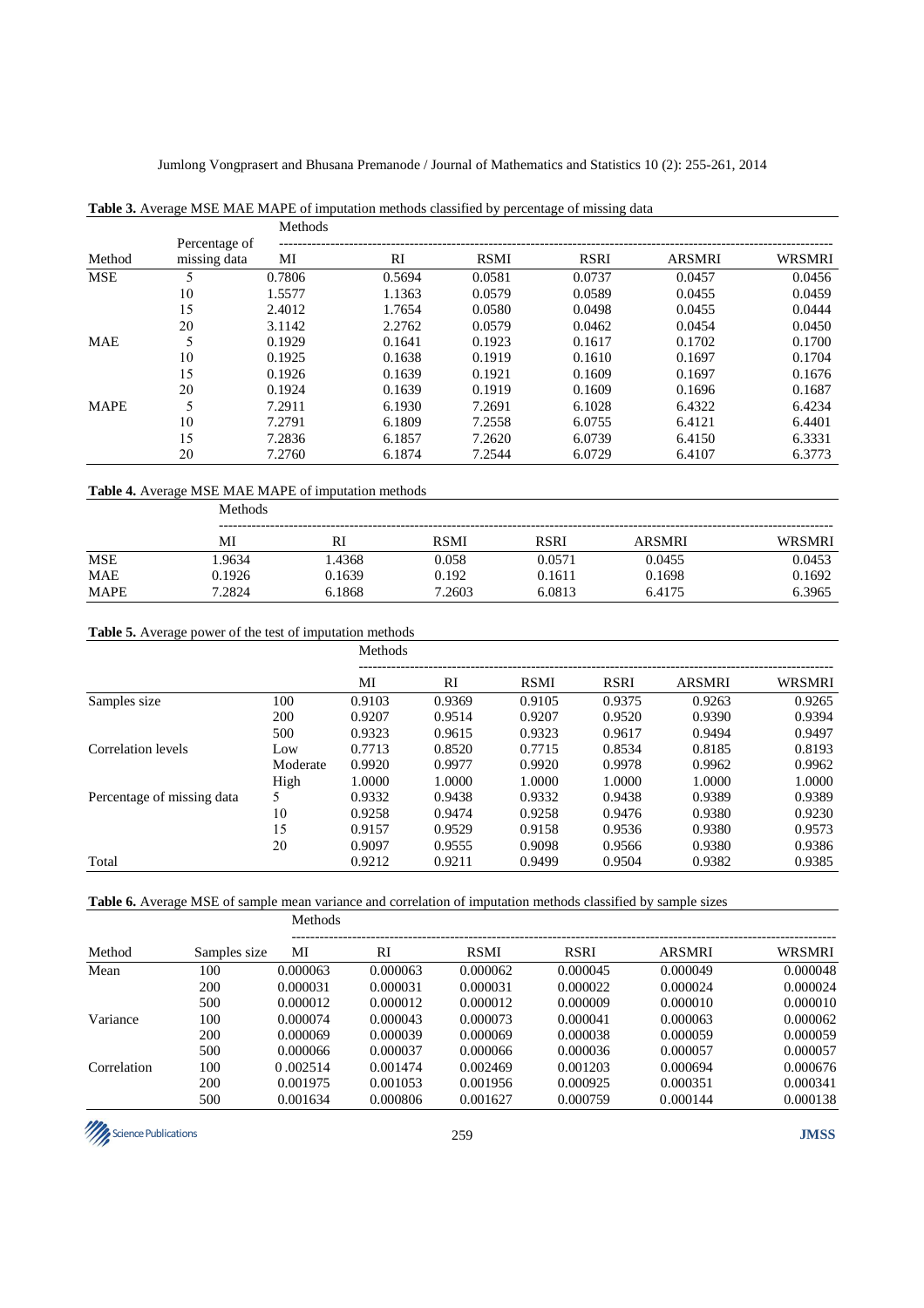**Table 3.** Average MSE MAE MAPE of imputation methods classified by percentage of missing data

| Method | Percentage of missing data | Methods | | | | | |
|---|---|---|---|---|---|---|---|
| | | MI | RI | RSMI | RSRI | ARSMRI | WRSMRI |
| MSE | 5 | 0.7806 | 0.5694 | 0.0581 | 0.0737 | 0.0457 | 0.0456 |
| | 10 | 1.5577 | 1.1363 | 0.0579 | 0.0589 | 0.0455 | 0.0459 |
| | 15 | 2.4012 | 1.7654 | 0.0580 | 0.0498 | 0.0455 | 0.0444 |
| | 20 | 3.1142 | 2.2762 | 0.0579 | 0.0462 | 0.0454 | 0.0450 |
| MAE | 5 | 0.1929 | 0.1641 | 0.1923 | 0.1617 | 0.1702 | 0.1700 |
| | 10 | 0.1925 | 0.1638 | 0.1919 | 0.1610 | 0.1697 | 0.1704 |
| | 15 | 0.1926 | 0.1639 | 0.1921 | 0.1609 | 0.1697 | 0.1676 |
| | 20 | 0.1924 | 0.1639 | 0.1919 | 0.1609 | 0.1696 | 0.1687 |
| MAPE | 5 | 7.2911 | 6.1930 | 7.2691 | 6.1028 | 6.4322 | 6.4234 |
| | 10 | 7.2791 | 6.1809 | 7.2558 | 6.0755 | 6.4121 | 6.4401 |
| | 15 | 7.2836 | 6.1857 | 7.2620 | 6.0739 | 6.4150 | 6.3331 |
| | 20 | 7.2760 | 6.1874 | 7.2544 | 6.0729 | 6.4107 | 6.3773 |

**Table 4.** Average MSE MAE MAPE of imputation methods

| | Methods | | | | | |
|---|---|---|---|---|---|---|
| | MI | RI | RSMI | RSRI | ARSMRI | WRSMRI |
| MSE | 1.9634 | 1.4368 | 0.058 | 0.0571 | 0.0455 | 0.0453 |
| MAE | 0.1926 | 0.1639 | 0.192 | 0.1611 | 0.1698 | 0.1692 |
| MAPE | 7.2824 | 6.1868 | 7.2603 | 6.0813 | 6.4175 | 6.3965 |

**Table 5.** Average power of the test of imputation methods

| | | Methods | | | | | |
|---|---|---|---|---|---|---|---|
| | | MI | RI | RSMI | RSRI | ARSMRI | WRSMRI |
| Samples size | 100 | 0.9103 | 0.9369 | 0.9105 | 0.9375 | 0.9263 | 0.9265 |
| | 200 | 0.9207 | 0.9514 | 0.9207 | 0.9520 | 0.9390 | 0.9394 |
| | 500 | 0.9323 | 0.9615 | 0.9323 | 0.9617 | 0.9494 | 0.9497 |
| Correlation levels | Low | 0.7713 | 0.8520 | 0.7715 | 0.8534 | 0.8185 | 0.8193 |
| | Moderate | 0.9920 | 0.9977 | 0.9920 | 0.9978 | 0.9962 | 0.9962 |
| | High | 1.0000 | 1.0000 | 1.0000 | 1.0000 | 1.0000 | 1.0000 |
| Percentage of missing data | 5 | 0.9332 | 0.9438 | 0.9332 | 0.9438 | 0.9389 | 0.9389 |
| | 10 | 0.9258 | 0.9474 | 0.9258 | 0.9476 | 0.9380 | 0.9230 |
| | 15 | 0.9157 | 0.9529 | 0.9158 | 0.9536 | 0.9380 | 0.9573 |
| | 20 | 0.9097 | 0.9555 | 0.9098 | 0.9566 | 0.9380 | 0.9386 |
| Total | | 0.9212 | 0.9211 | 0.9499 | 0.9504 | 0.9382 | 0.9385 |

**Table 6.** Average MSE of sample mean variance and correlation of imputation methods classified by sample sizes

| Method | Samples size | Methods | | | | | |
|---|---|---|---|---|---|---|---|
| | | MI | RI | RSMI | RSRI | ARSMRI | WRSMRI |
| Mean | 100 | 0.000063 | 0.000063 | 0.000062 | 0.000045 | 0.000049 | 0.000048 |
| | 200 | 0.000031 | 0.000031 | 0.000031 | 0.000022 | 0.000024 | 0.000024 |
| | 500 | 0.000012 | 0.000012 | 0.000012 | 0.000009 | 0.000010 | 0.000010 |
| Variance | 100 | 0.000074 | 0.000043 | 0.000073 | 0.000041 | 0.000063 | 0.000062 |
| | 200 | 0.000069 | 0.000039 | 0.000069 | 0.000038 | 0.000059 | 0.000059 |
| | 500 | 0.000066 | 0.000037 | 0.000066 | 0.000036 | 0.000057 | 0.000057 |
| Correlation | 100 | 0 .002514 | 0.001474 | 0.002469 | 0.001203 | 0.000694 | 0.000676 |
| | 200 | 0.001975 | 0.001053 | 0.001956 | 0.000925 | 0.000351 | 0.000341 |
| | 500 | 0.001634 | 0.000806 | 0.001627 | 0.000759 | 0.000144 | 0.000138 |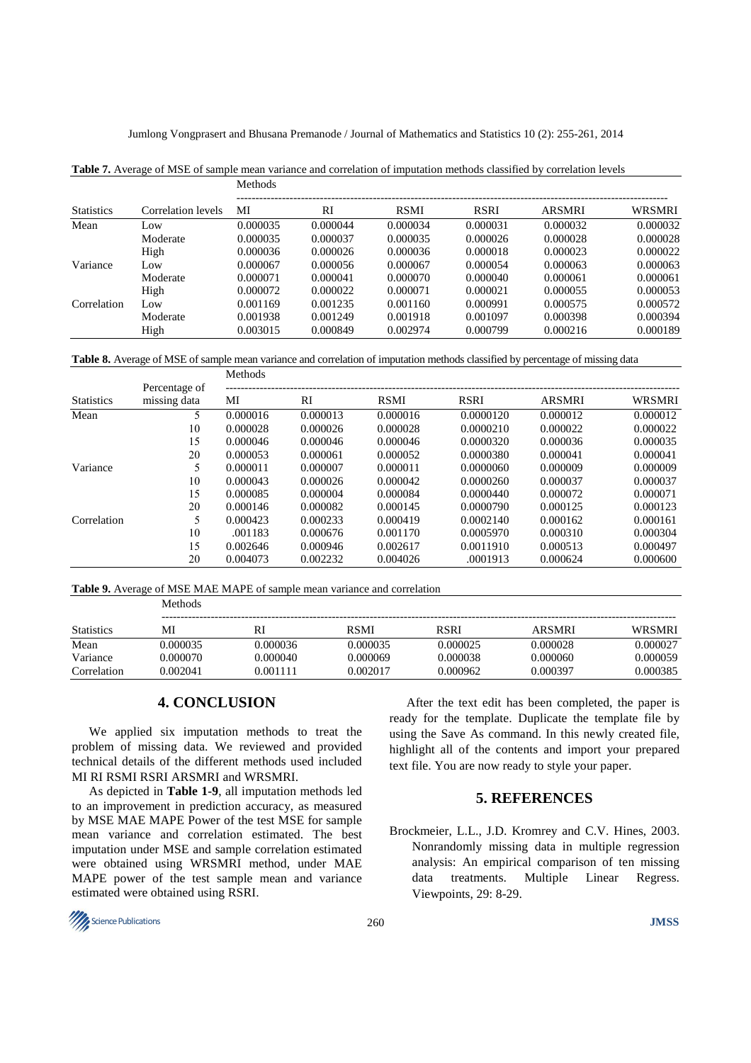**Table 7.** Average of MSE of sample mean variance and correlation of imputation methods classified by correlation levels

| | | Methods | | | | | |
|---|---|---|---|---|---|---|---|
| Statistics | Correlation levels | MI | RI | RSMI | RSRI | ARSMRI | WRSMRI |
| Mean | Low | 0.000035 | 0.000044 | 0.000034 | 0.000031 | 0.000032 | 0.000032 |
| | Moderate | 0.000035 | 0.000037 | 0.000035 | 0.000026 | 0.000028 | 0.000028 |
| | High | 0.000036 | 0.000026 | 0.000036 | 0.000018 | 0.000023 | 0.000022 |
| Variance | Low | 0.000067 | 0.000056 | 0.000067 | 0.000054 | 0.000063 | 0.000063 |
| | Moderate | 0.000071 | 0.000041 | 0.000070 | 0.000040 | 0.000061 | 0.000061 |
| | High | 0.000072 | 0.000022 | 0.000071 | 0.000021 | 0.000055 | 0.000053 |
| Correlation | Low | 0.001169 | 0.001235 | 0.001160 | 0.000991 | 0.000575 | 0.000572 |
| | Moderate | 0.001938 | 0.001249 | 0.001918 | 0.001097 | 0.000398 | 0.000394 |
| | High | 0.003015 | 0.000849 | 0.002974 | 0.000799 | 0.000216 | 0.000189 |

**Table 8.** Average of MSE of sample mean variance and correlation of imputation methods classified by percentage of missing data

| | | Methods | | | | | |
|---|---|---|---|---|---|---|---|
| Statistics | Percentage of missing data | MI | RI | RSMI | RSRI | ARSMRI | WRSMRI |
| Mean | 5 | 0.000016 | 0.000013 | 0.000016 | 0.0000120 | 0.000012 | 0.000012 |
| | 10 | 0.000028 | 0.000026 | 0.000028 | 0.0000210 | 0.000022 | 0.000022 |
| | 15 | 0.000046 | 0.000046 | 0.000046 | 0.0000320 | 0.000036 | 0.000035 |
| | 20 | 0.000053 | 0.000061 | 0.000052 | 0.0000380 | 0.000041 | 0.000041 |
| Variance | 5 | 0.000011 | 0.000007 | 0.000011 | 0.0000060 | 0.000009 | 0.000009 |
| | 10 | 0.000043 | 0.000026 | 0.000042 | 0.0000260 | 0.000037 | 0.000037 |
| | 15 | 0.000085 | 0.000004 | 0.000084 | 0.0000440 | 0.000072 | 0.000071 |
| | 20 | 0.000146 | 0.000082 | 0.000145 | 0.0000790 | 0.000125 | 0.000123 |
| Correlation | 5 | 0.000423 | 0.000233 | 0.000419 | 0.0002140 | 0.000162 | 0.000161 |
| | 10 | .001183 | 0.000676 | 0.001170 | 0.0005970 | 0.000310 | 0.000304 |
| | 15 | 0.002646 | 0.000946 | 0.002617 | 0.0011910 | 0.000513 | 0.000497 |
| | 20 | 0.004073 | 0.002232 | 0.004026 | .0001913 | 0.000624 | 0.000600 |

**Table 9.** Average of MSE MAE MAPE of sample mean variance and correlation

| | Methods | | | | | |
|---|---|---|---|---|---|---|
| Statistics | MI | RI | RSMI | RSRI | ARSMRI | WRSMRI |
| Mean | 0.000035 | 0.000036 | 0.000035 | 0.000025 | 0.000028 | 0.000027 |
| Variance | 0.000070 | 0.000040 | 0.000069 | 0.000038 | 0.000060 | 0.000059 |
| Correlation | 0.002041 | 0.001111 | 0.002017 | 0.000962 | 0.000397 | 0.000385 |

## 4. CONCLUSION

We applied six imputation methods to treat the problem of missing data. We reviewed and provided technical details of the different methods used included MI RI RSMI RSRI ARSMRI and WRSMRI.

As depicted in **Table 1-9**, all imputation methods led to an improvement in prediction accuracy, as measured by MSE MAE MAPE Power of the test MSE for sample mean variance and correlation estimated. The best imputation under MSE and sample correlation estimated were obtained using WRSMRI method, under MAE MAPE power of the test sample mean and variance estimated were obtained using RSRI.

After the text edit has been completed, the paper is ready for the template. Duplicate the template file by using the Save As command. In this newly created file, highlight all of the contents and import your prepared text file. You are now ready to style your paper.

## 5. REFERENCES

Brockmeier, L.L., J.D. Kromrey and C.V. Hines, 2003. Nonrandomly missing data in multiple regression analysis: An empirical comparison of ten missing data treatments. Multiple Linear Regress. Viewpoints, 29: 8-29.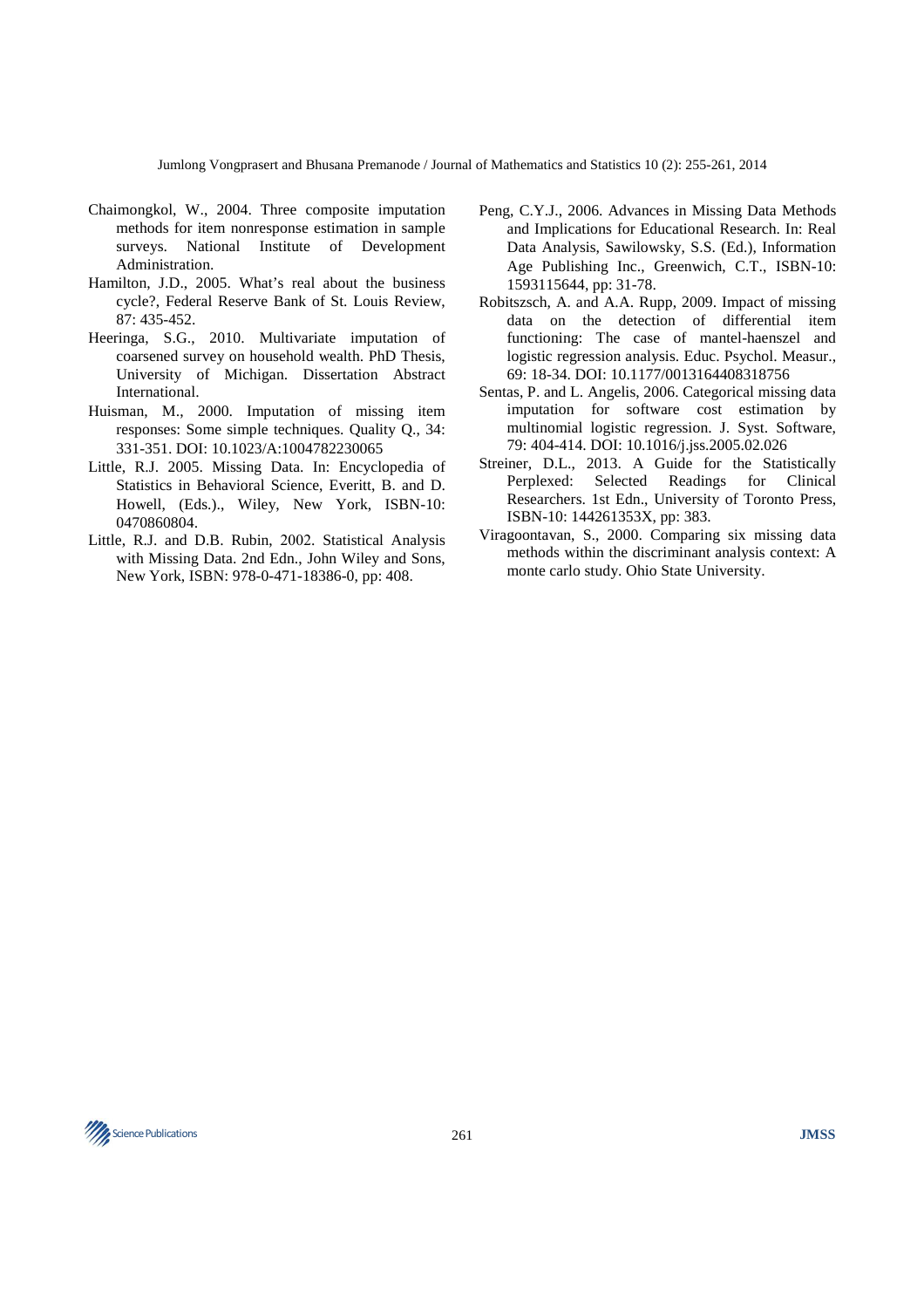Chaimongkol, W., 2004. Three composite imputation methods for item nonresponse estimation in sample surveys. National Institute of Development Administration.

Hamilton, J.D., 2005. What's real about the business cycle?, Federal Reserve Bank of St. Louis Review, 87: 435-452.

Heeringa, S.G., 2010. Multivariate imputation of coarsened survey on household wealth. PhD Thesis, University of Michigan. Dissertation Abstract International.

Huisman, M., 2000. Imputation of missing item responses: Some simple techniques. Quality Q., 34: 331-351. DOI: 10.1023/A:1004782230065

Little, R.J. 2005. Missing Data. In: Encyclopedia of Statistics in Behavioral Science, Everitt, B. and D. Howell, (Eds.)., Wiley, New York, ISBN-10: 0470860804.

Little, R.J. and D.B. Rubin, 2002. Statistical Analysis with Missing Data. 2nd Edn., John Wiley and Sons, New York, ISBN: 978-0-471-18386-0, pp: 408.

Peng, C.Y.J., 2006. Advances in Missing Data Methods and Implications for Educational Research. In: Real Data Analysis, Sawilowsky, S.S. (Ed.), Information Age Publishing Inc., Greenwich, C.T., ISBN-10: 1593115644, pp: 31-78.

Robitszsch, A. and A.A. Rupp, 2009. Impact of missing data on the detection of differential item functioning: The case of mantel-haenszel and logistic regression analysis. Educ. Psychol. Measur., 69: 18-34. DOI: 10.1177/0013164408318756

Sentas, P. and L. Angelis, 2006. Categorical missing data imputation for software cost estimation by multinomial logistic regression. J. Syst. Software, 79: 404-414. DOI: 10.1016/j.jss.2005.02.026

Streiner, D.L., 2013. A Guide for the Statistically Perplexed: Selected Readings for Clinical Researchers. 1st Edn., University of Toronto Press, ISBN-10: 144261353X, pp: 383.

Viragoontavan, S., 2000. Comparing six missing data methods within the discriminant analysis context: A monte carlo study. Ohio State University.